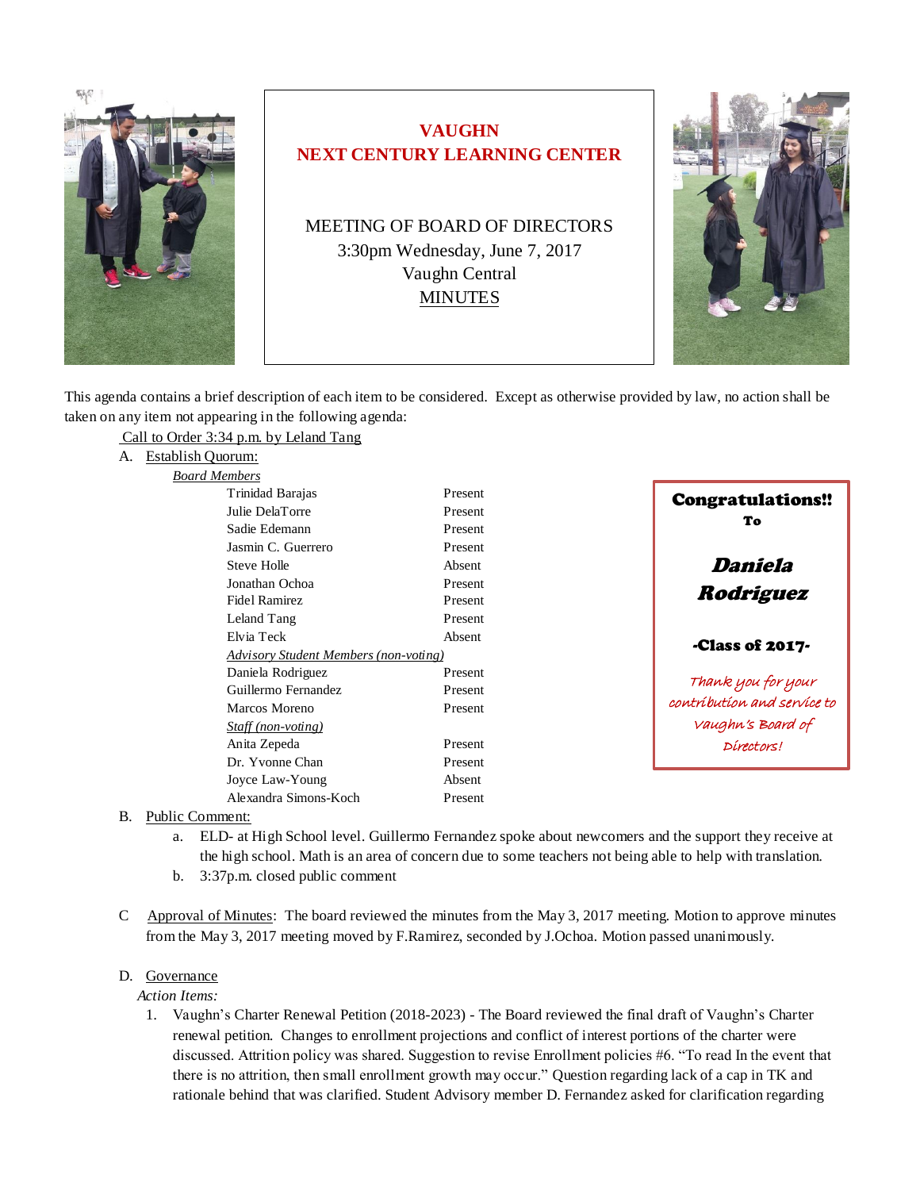# VAUGHN
# NEXT CENTURY LEARNING CENTER

MEETING OF BOARD OF DIRECTORS
3:30pm Wednesday, June 7, 2017
Vaughn Central
MINUTES

**Congratulations!!**
**To**

***Daniela Rodriguez***

**-Class of 2017-**

*Thank you for your contribution and service to Vaughn's Board of Directors!*

This agenda contains a brief description of each item to be considered. Except as otherwise provided by law, no action shall be taken on any item not appearing in the following agenda:

Call to Order 3:34 p.m. by Leland Tang

A. Establish Quorum:

*Board Members*

| Name | Status |
|---|---|
| Trinidad Barajas | Present |
| Julie DelaTorre | Present |
| Sadie Edemann | Present |
| Jasmin C. Guerrero | Present |
| Steve Holle | Absent |
| Jonathan Ochoa | Present |
| Fidel Ramirez | Present |
| Leland Tang | Present |
| Elvia Teck | Absent |
| *Advisory Student Members (non-voting)* | |
| Daniela Rodriguez | Present |
| Guillermo Fernandez | Present |
| Marcos Moreno | Present |
| *Staff (non-voting)* | |
| Anita Zepeda | Present |
| Dr. Yvonne Chan | Present |
| Joyce Law-Young | Absent |
| Alexandra Simons-Koch | Present |

B. Public Comment:

a. ELD- at High School level. Guillermo Fernandez spoke about newcomers and the support they receive at the high school. Math is an area of concern due to some teachers not being able to help with translation.

b. 3:37p.m. closed public comment

C Approval of Minutes: The board reviewed the minutes from the May 3, 2017 meeting. Motion to approve minutes from the May 3, 2017 meeting moved by F.Ramirez, seconded by J.Ochoa. Motion passed unanimously.

D. Governance

*Action Items:*

1. Vaughn's Charter Renewal Petition (2018-2023) - The Board reviewed the final draft of Vaughn's Charter renewal petition. Changes to enrollment projections and conflict of interest portions of the charter were discussed. Attrition policy was shared. Suggestion to revise Enrollment policies #6. "To read In the event that there is no attrition, then small enrollment growth may occur." Question regarding lack of a cap in TK and rationale behind that was clarified. Student Advisory member D. Fernandez asked for clarification regarding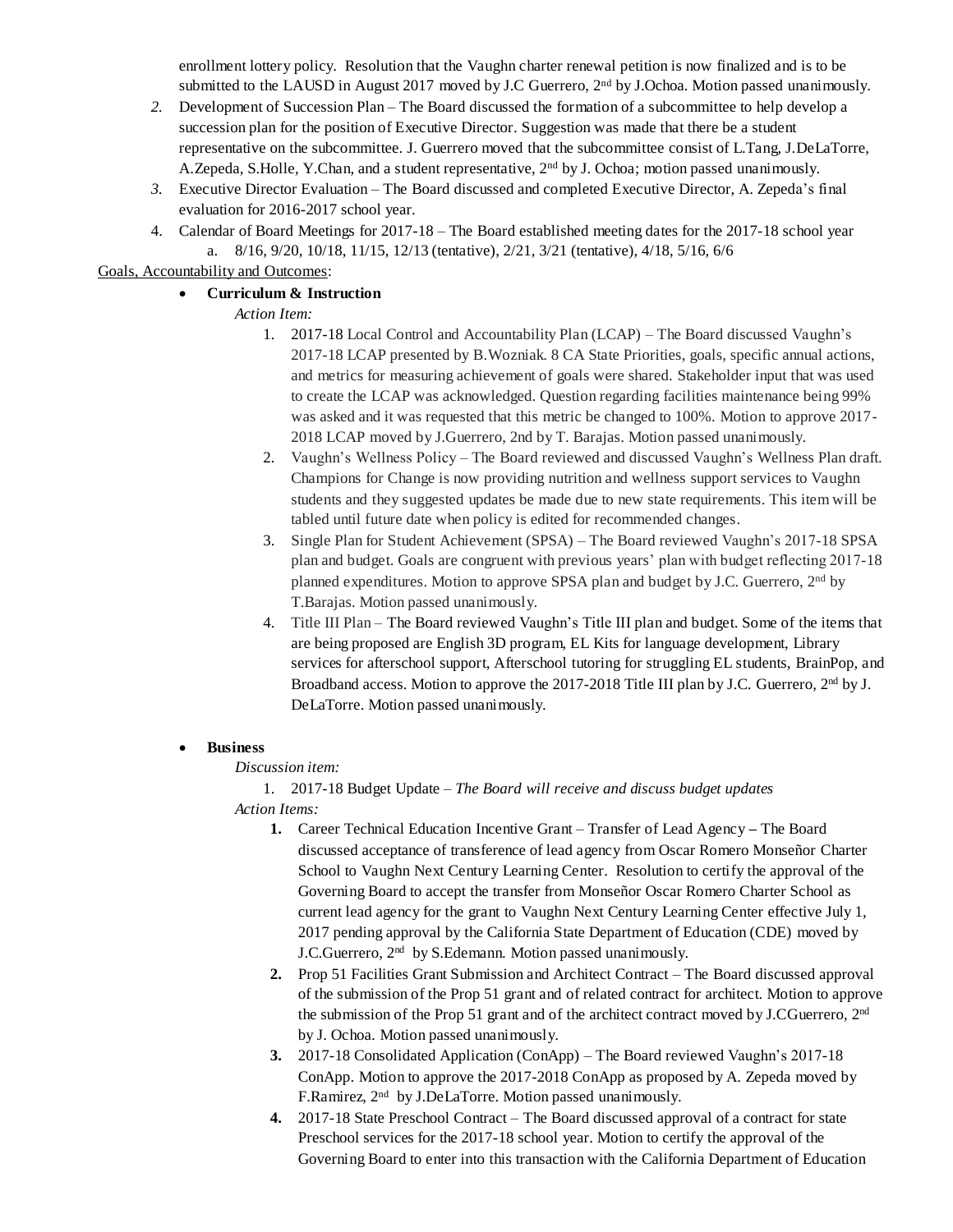enrollment lottery policy. Resolution that the Vaughn charter renewal petition is now finalized and is to be submitted to the LAUSD in August 2017 moved by J.C Guerrero, 2nd by J.Ochoa. Motion passed unanimously.

2. Development of Succession Plan – The Board discussed the formation of a subcommittee to help develop a succession plan for the position of Executive Director. Suggestion was made that there be a student representative on the subcommittee. J. Guerrero moved that the subcommittee consist of L.Tang, J.DeLaTorre, A.Zepeda, S.Holle, Y.Chan, and a student representative, 2nd by J. Ochoa; motion passed unanimously.
3. Executive Director Evaluation – The Board discussed and completed Executive Director, A. Zepeda's final evaluation for 2016-2017 school year.
4. Calendar of Board Meetings for 2017-18 – The Board established meeting dates for the 2017-18 school year
   a. 8/16, 9/20, 10/18, 11/15, 12/13 (tentative), 2/21, 3/21 (tentative), 4/18, 5/16, 6/6

Goals, Accountability and Outcomes:

- **Curriculum & Instruction**

  *Action Item:*

  1. 2017-18 Local Control and Accountability Plan (LCAP) – The Board discussed Vaughn's 2017-18 LCAP presented by B.Wozniak. 8 CA State Priorities, goals, specific annual actions, and metrics for measuring achievement of goals were shared. Stakeholder input that was used to create the LCAP was acknowledged. Question regarding facilities maintenance being 99% was asked and it was requested that this metric be changed to 100%. Motion to approve 2017-2018 LCAP moved by J.Guerrero, 2nd by T. Barajas. Motion passed unanimously.
  2. Vaughn's Wellness Policy – The Board reviewed and discussed Vaughn's Wellness Plan draft. Champions for Change is now providing nutrition and wellness support services to Vaughn students and they suggested updates be made due to new state requirements. This item will be tabled until future date when policy is edited for recommended changes.
  3. Single Plan for Student Achievement (SPSA) – The Board reviewed Vaughn's 2017-18 SPSA plan and budget. Goals are congruent with previous years' plan with budget reflecting 2017-18 planned expenditures. Motion to approve SPSA plan and budget by J.C. Guerrero, 2nd by T.Barajas. Motion passed unanimously.
  4. Title III Plan – The Board reviewed Vaughn's Title III plan and budget. Some of the items that are being proposed are English 3D program, EL Kits for language development, Library services for afterschool support, Afterschool tutoring for struggling EL students, BrainPop, and Broadband access. Motion to approve the 2017-2018 Title III plan by J.C. Guerrero, 2nd by J. DeLaTorre. Motion passed unanimously.

- **Business**

  *Discussion item:*

  1. 2017-18 Budget Update – *The Board will receive and discuss budget updates*

  *Action Items:*

  1. Career Technical Education Incentive Grant – Transfer of Lead Agency – The Board discussed acceptance of transference of lead agency from Oscar Romero Monseñor Charter School to Vaughn Next Century Learning Center. Resolution to certify the approval of the Governing Board to accept the transfer from Monseñor Oscar Romero Charter School as current lead agency for the grant to Vaughn Next Century Learning Center effective July 1, 2017 pending approval by the California State Department of Education (CDE) moved by J.C.Guerrero, 2nd by S.Edemann. Motion passed unanimously.
  2. Prop 51 Facilities Grant Submission and Architect Contract – The Board discussed approval of the submission of the Prop 51 grant and of related contract for architect. Motion to approve the submission of the Prop 51 grant and of the architect contract moved by J.CGuerrero, 2nd by J. Ochoa. Motion passed unanimously.
  3. 2017-18 Consolidated Application (ConApp) – The Board reviewed Vaughn's 2017-18 ConApp. Motion to approve the 2017-2018 ConApp as proposed by A. Zepeda moved by F.Ramirez, 2nd by J.DeLaTorre. Motion passed unanimously.
  4. 2017-18 State Preschool Contract – The Board discussed approval of a contract for state Preschool services for the 2017-18 school year. Motion to certify the approval of the Governing Board to enter into this transaction with the California Department of Education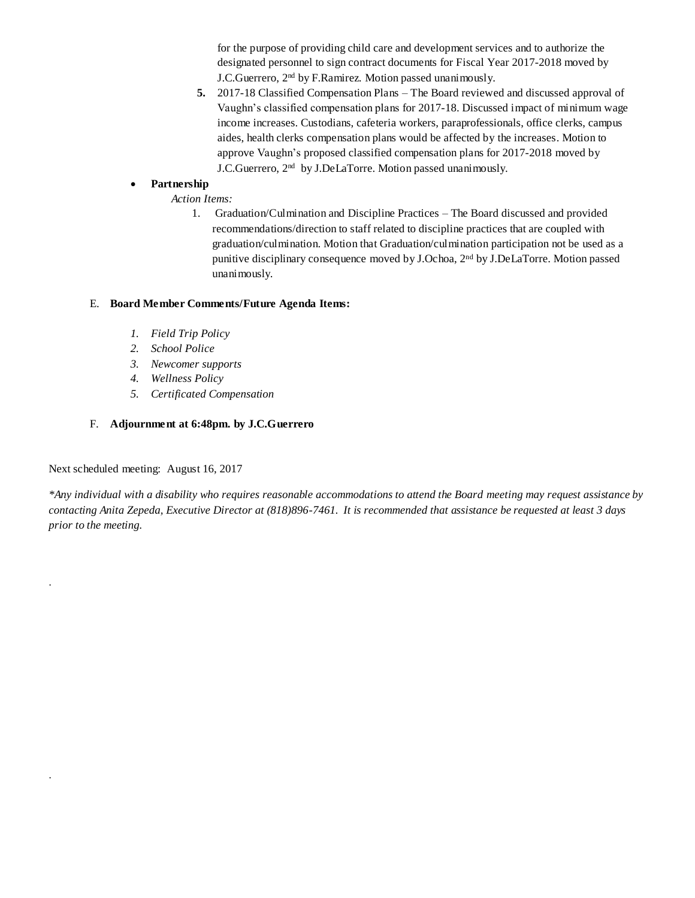for the purpose of providing child care and development services and to authorize the designated personnel to sign contract documents for Fiscal Year 2017-2018 moved by J.C.Guerrero, 2nd by F.Ramirez. Motion passed unanimously.

5. 2017-18 Classified Compensation Plans – The Board reviewed and discussed approval of Vaughn's classified compensation plans for 2017-18. Discussed impact of minimum wage income increases. Custodians, cafeteria workers, paraprofessionals, office clerks, campus aides, health clerks compensation plans would be affected by the increases. Motion to approve Vaughn's proposed classified compensation plans for 2017-2018 moved by J.C.Guerrero, 2nd by J.DeLaTorre. Motion passed unanimously.

- **Partnership**

  *Action Items:*

  1. Graduation/Culmination and Discipline Practices – The Board discussed and provided recommendations/direction to staff related to discipline practices that are coupled with graduation/culmination. Motion that Graduation/culmination participation not be used as a punitive disciplinary consequence moved by J.Ochoa, 2nd by J.DeLaTorre. Motion passed unanimously.

E. **Board Member Comments/Future Agenda Items:**

1. *Field Trip Policy*
2. *School Police*
3. *Newcomer supports*
4. *Wellness Policy*
5. *Certificated Compensation*

F. **Adjournment at 6:48pm. by J.C.Guerrero**

Next scheduled meeting: August 16, 2017

*\*Any individual with a disability who requires reasonable accommodations to attend the Board meeting may request assistance by contacting Anita Zepeda, Executive Director at (818)896-7461. It is recommended that assistance be requested at least 3 days prior to the meeting.*